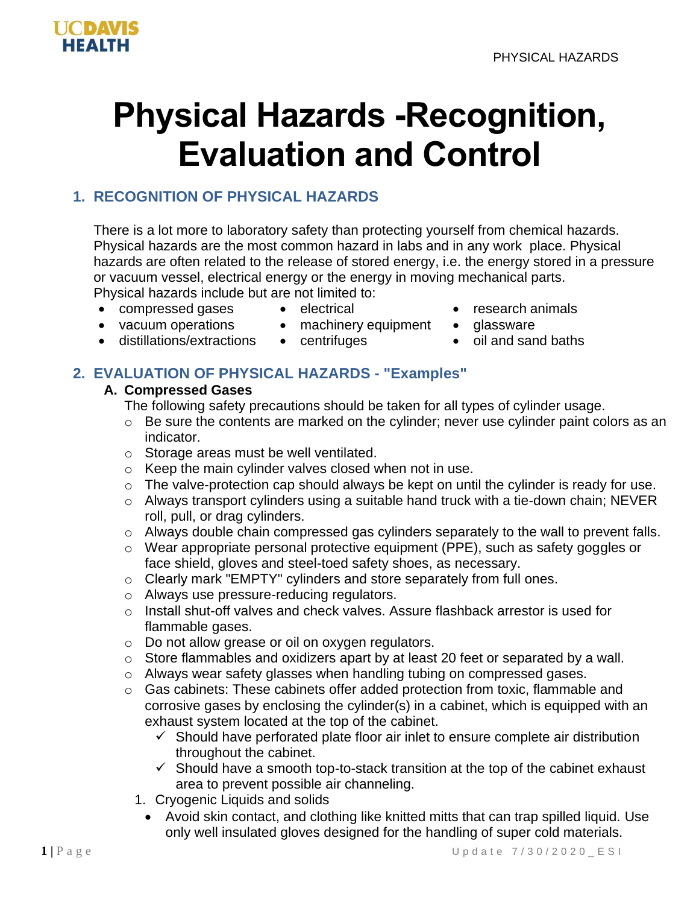# Physical Hazards -Recognition, Evaluation and Control

## 1. RECOGNITION OF PHYSICAL HAZARDS

There is a lot more to laboratory safety than protecting yourself from chemical hazards. Physical hazards are the most common hazard in labs and in any work place. Physical hazards are often related to the release of stored energy, i.e. the energy stored in a pressure or vacuum vessel, electrical energy or the energy in moving mechanical parts. Physical hazards include but are not limited to:

- compressed gases
- vacuum operations
- distillations/extractions
- electrical
- machinery equipment
- centrifuges
- research animals
- glassware
- oil and sand baths

## 2. EVALUATION OF PHYSICAL HAZARDS - "Examples"

### A. Compressed Gases

The following safety precautions should be taken for all types of cylinder usage.

- Be sure the contents are marked on the cylinder; never use cylinder paint colors as an indicator.
- Storage areas must be well ventilated.
- Keep the main cylinder valves closed when not in use.
- The valve-protection cap should always be kept on until the cylinder is ready for use.
- Always transport cylinders using a suitable hand truck with a tie-down chain; NEVER roll, pull, or drag cylinders.
- Always double chain compressed gas cylinders separately to the wall to prevent falls.
- Wear appropriate personal protective equipment (PPE), such as safety goggles or face shield, gloves and steel-toed safety shoes, as necessary.
- Clearly mark "EMPTY" cylinders and store separately from full ones.
- Always use pressure-reducing regulators.
- Install shut-off valves and check valves. Assure flashback arrestor is used for flammable gases.
- Do not allow grease or oil on oxygen regulators.
- Store flammables and oxidizers apart by at least 20 feet or separated by a wall.
- Always wear safety glasses when handling tubing on compressed gases.
- Gas cabinets: These cabinets offer added protection from toxic, flammable and corrosive gases by enclosing the cylinder(s) in a cabinet, which is equipped with an exhaust system located at the top of the cabinet.
  - ✓ Should have perforated plate floor air inlet to ensure complete air distribution throughout the cabinet.
  - ✓ Should have a smooth top-to-stack transition at the top of the cabinet exhaust area to prevent possible air channeling.

1. Cryogenic Liquids and solids
   - Avoid skin contact, and clothing like knitted mitts that can trap spilled liquid. Use only well insulated gloves designed for the handling of super cold materials.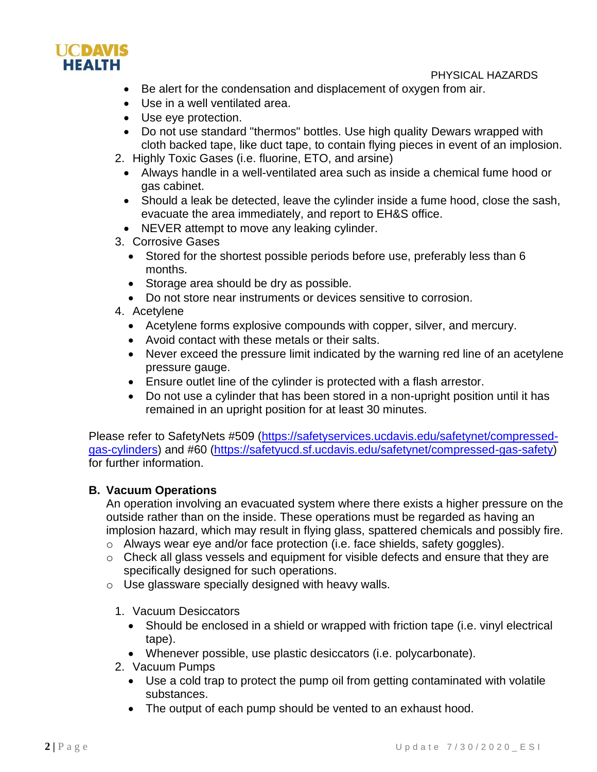- Be alert for the condensation and displacement of oxygen from air.
- Use in a well ventilated area.
- Use eye protection.
- Do not use standard "thermos" bottles. Use high quality Dewars wrapped with cloth backed tape, like duct tape, to contain flying pieces in event of an implosion.

2. Highly Toxic Gases (i.e. fluorine, ETO, and arsine)
   - Always handle in a well-ventilated area such as inside a chemical fume hood or gas cabinet.
   - Should a leak be detected, leave the cylinder inside a fume hood, close the sash, evacuate the area immediately, and report to EH&S office.
   - NEVER attempt to move any leaking cylinder.
3. Corrosive Gases
   - Stored for the shortest possible periods before use, preferably less than 6 months.
   - Storage area should be dry as possible.
   - Do not store near instruments or devices sensitive to corrosion.
4. Acetylene
   - Acetylene forms explosive compounds with copper, silver, and mercury.
   - Avoid contact with these metals or their salts.
   - Never exceed the pressure limit indicated by the warning red line of an acetylene pressure gauge.
   - Ensure outlet line of the cylinder is protected with a flash arrestor.
   - Do not use a cylinder that has been stored in a non-upright position until it has remained in an upright position for at least 30 minutes.

Please refer to SafetyNets #509 (https://safetyservices.ucdavis.edu/safetynet/compressed-gas-cylinders) and #60 (https://safetyucd.sf.ucdavis.edu/safetynet/compressed-gas-safety) for further information.

### B. Vacuum Operations

An operation involving an evacuated system where there exists a higher pressure on the outside rather than on the inside. These operations must be regarded as having an implosion hazard, which may result in flying glass, spattered chemicals and possibly fire.

- Always wear eye and/or face protection (i.e. face shields, safety goggles).
- Check all glass vessels and equipment for visible defects and ensure that they are specifically designed for such operations.
- Use glassware specially designed with heavy walls.

1. Vacuum Desiccators
   - Should be enclosed in a shield or wrapped with friction tape (i.e. vinyl electrical tape).
   - Whenever possible, use plastic desiccators (i.e. polycarbonate).
2. Vacuum Pumps
   - Use a cold trap to protect the pump oil from getting contaminated with volatile substances.
   - The output of each pump should be vented to an exhaust hood.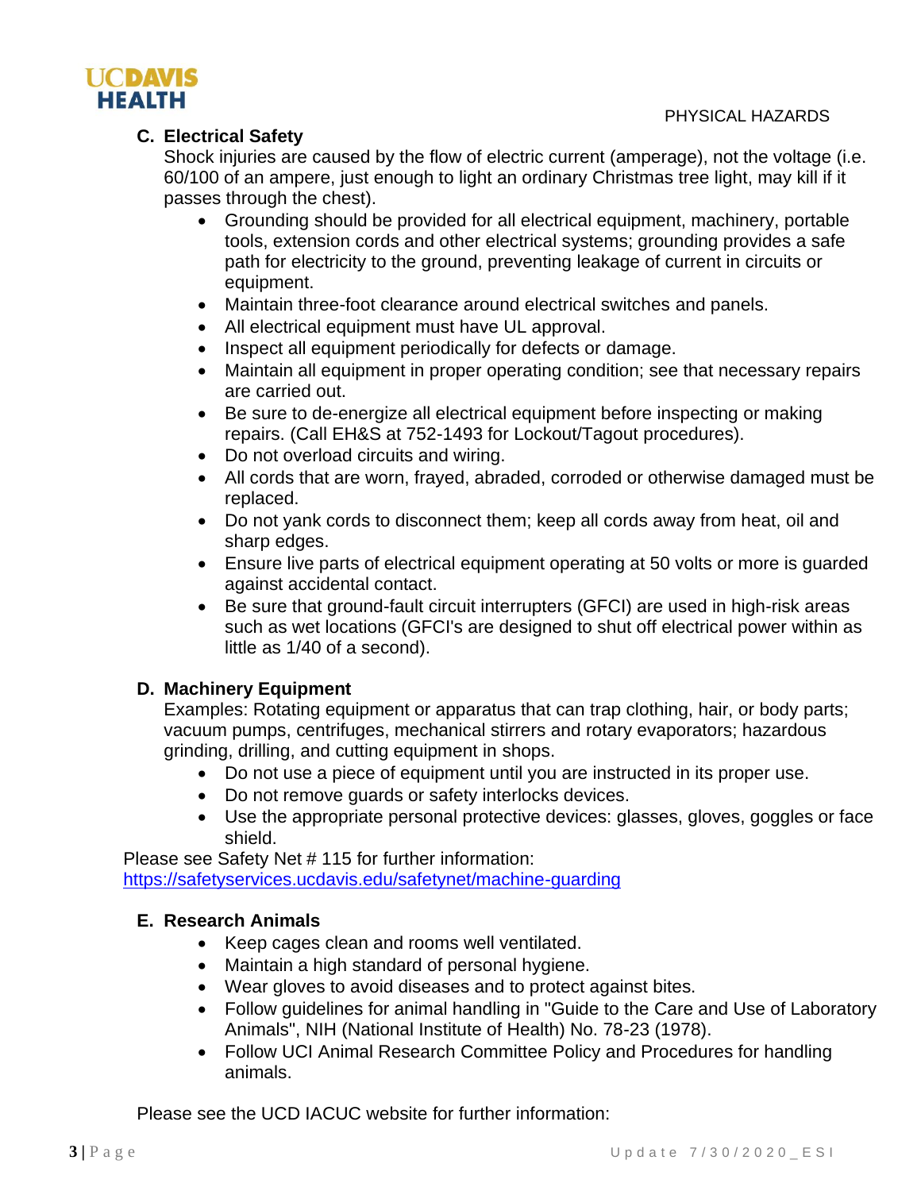### C. Electrical Safety

Shock injuries are caused by the flow of electric current (amperage), not the voltage (i.e. 60/100 of an ampere, just enough to light an ordinary Christmas tree light, may kill if it passes through the chest).

- Grounding should be provided for all electrical equipment, machinery, portable tools, extension cords and other electrical systems; grounding provides a safe path for electricity to the ground, preventing leakage of current in circuits or equipment.
- Maintain three-foot clearance around electrical switches and panels.
- All electrical equipment must have UL approval.
- Inspect all equipment periodically for defects or damage.
- Maintain all equipment in proper operating condition; see that necessary repairs are carried out.
- Be sure to de-energize all electrical equipment before inspecting or making repairs. (Call EH&S at 752-1493 for Lockout/Tagout procedures).
- Do not overload circuits and wiring.
- All cords that are worn, frayed, abraded, corroded or otherwise damaged must be replaced.
- Do not yank cords to disconnect them; keep all cords away from heat, oil and sharp edges.
- Ensure live parts of electrical equipment operating at 50 volts or more is guarded against accidental contact.
- Be sure that ground-fault circuit interrupters (GFCI) are used in high-risk areas such as wet locations (GFCI's are designed to shut off electrical power within as little as 1/40 of a second).

### D. Machinery Equipment

Examples: Rotating equipment or apparatus that can trap clothing, hair, or body parts; vacuum pumps, centrifuges, mechanical stirrers and rotary evaporators; hazardous grinding, drilling, and cutting equipment in shops.

- Do not use a piece of equipment until you are instructed in its proper use.
- Do not remove guards or safety interlocks devices.
- Use the appropriate personal protective devices: glasses, gloves, goggles or face shield.

Please see Safety Net # 115 for further information: https://safetyservices.ucdavis.edu/safetynet/machine-guarding

### E. Research Animals

- Keep cages clean and rooms well ventilated.
- Maintain a high standard of personal hygiene.
- Wear gloves to avoid diseases and to protect against bites.
- Follow guidelines for animal handling in "Guide to the Care and Use of Laboratory Animals", NIH (National Institute of Health) No. 78-23 (1978).
- Follow UCI Animal Research Committee Policy and Procedures for handling animals.

Please see the UCD IACUC website for further information: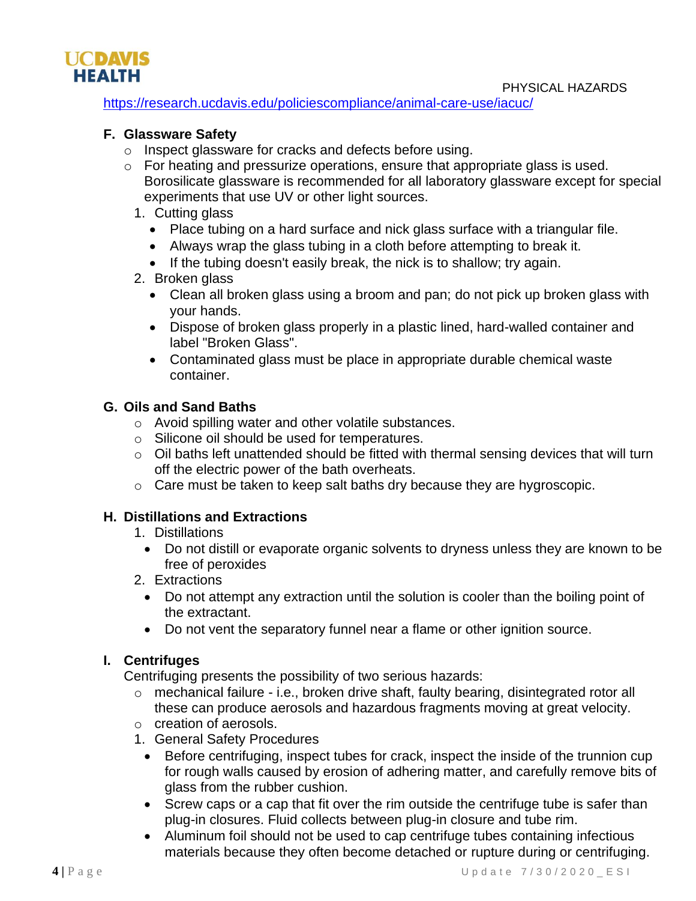https://research.ucdavis.edu/policiescompliance/animal-care-use/iacuc/

## F. Glassware Safety

- Inspect glassware for cracks and defects before using.
- For heating and pressurize operations, ensure that appropriate glass is used. Borosilicate glassware is recommended for all laboratory glassware except for special experiments that use UV or other light sources.

1. Cutting glass
   - Place tubing on a hard surface and nick glass surface with a triangular file.
   - Always wrap the glass tubing in a cloth before attempting to break it.
   - If the tubing doesn't easily break, the nick is to shallow; try again.
2. Broken glass
   - Clean all broken glass using a broom and pan; do not pick up broken glass with your hands.
   - Dispose of broken glass properly in a plastic lined, hard-walled container and label "Broken Glass".
   - Contaminated glass must be place in appropriate durable chemical waste container.

## G. Oils and Sand Baths

- Avoid spilling water and other volatile substances.
- Silicone oil should be used for temperatures.
- Oil baths left unattended should be fitted with thermal sensing devices that will turn off the electric power of the bath overheats.
- Care must be taken to keep salt baths dry because they are hygroscopic.

## H. Distillations and Extractions

1. Distillations
   - Do not distill or evaporate organic solvents to dryness unless they are known to be free of peroxides
2. Extractions
   - Do not attempt any extraction until the solution is cooler than the boiling point of the extractant.
   - Do not vent the separatory funnel near a flame or other ignition source.

## I. Centrifuges

Centrifuging presents the possibility of two serious hazards:

- mechanical failure - i.e., broken drive shaft, faulty bearing, disintegrated rotor all these can produce aerosols and hazardous fragments moving at great velocity.
- creation of aerosols.

1. General Safety Procedures
   - Before centrifuging, inspect tubes for crack, inspect the inside of the trunnion cup for rough walls caused by erosion of adhering matter, and carefully remove bits of glass from the rubber cushion.
   - Screw caps or a cap that fit over the rim outside the centrifuge tube is safer than plug-in closures. Fluid collects between plug-in closure and tube rim.
   - Aluminum foil should not be used to cap centrifuge tubes containing infectious materials because they often become detached or rupture during or centrifuging.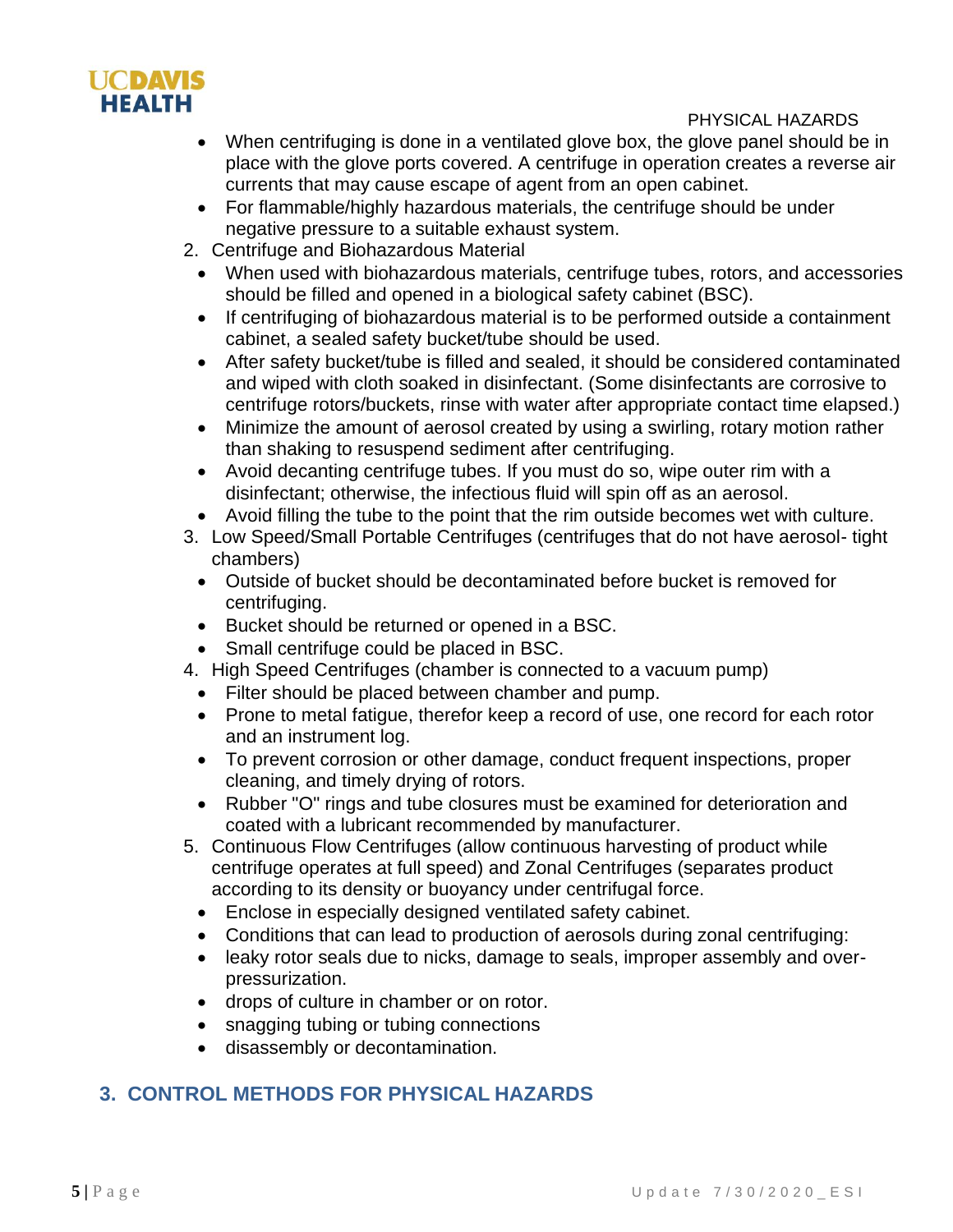- When centrifuging is done in a ventilated glove box, the glove panel should be in place with the glove ports covered. A centrifuge in operation creates a reverse air currents that may cause escape of agent from an open cabinet.
- For flammable/highly hazardous materials, the centrifuge should be under negative pressure to a suitable exhaust system.

2. Centrifuge and Biohazardous Material
   - When used with biohazardous materials, centrifuge tubes, rotors, and accessories should be filled and opened in a biological safety cabinet (BSC).
   - If centrifuging of biohazardous material is to be performed outside a containment cabinet, a sealed safety bucket/tube should be used.
   - After safety bucket/tube is filled and sealed, it should be considered contaminated and wiped with cloth soaked in disinfectant. (Some disinfectants are corrosive to centrifuge rotors/buckets, rinse with water after appropriate contact time elapsed.)
   - Minimize the amount of aerosol created by using a swirling, rotary motion rather than shaking to resuspend sediment after centrifuging.
   - Avoid decanting centrifuge tubes. If you must do so, wipe outer rim with a disinfectant; otherwise, the infectious fluid will spin off as an aerosol.
   - Avoid filling the tube to the point that the rim outside becomes wet with culture.
3. Low Speed/Small Portable Centrifuges (centrifuges that do not have aerosol- tight chambers)
   - Outside of bucket should be decontaminated before bucket is removed for centrifuging.
   - Bucket should be returned or opened in a BSC.
   - Small centrifuge could be placed in BSC.
4. High Speed Centrifuges (chamber is connected to a vacuum pump)
   - Filter should be placed between chamber and pump.
   - Prone to metal fatigue, therefor keep a record of use, one record for each rotor and an instrument log.
   - To prevent corrosion or other damage, conduct frequent inspections, proper cleaning, and timely drying of rotors.
   - Rubber "O" rings and tube closures must be examined for deterioration and coated with a lubricant recommended by manufacturer.
5. Continuous Flow Centrifuges (allow continuous harvesting of product while centrifuge operates at full speed) and Zonal Centrifuges (separates product according to its density or buoyancy under centrifugal force.
   - Enclose in especially designed ventilated safety cabinet.
   - Conditions that can lead to production of aerosols during zonal centrifuging:
   - leaky rotor seals due to nicks, damage to seals, improper assembly and over-pressurization.
   - drops of culture in chamber or on rotor.
   - snagging tubing or tubing connections
   - disassembly or decontamination.

## 3. CONTROL METHODS FOR PHYSICAL HAZARDS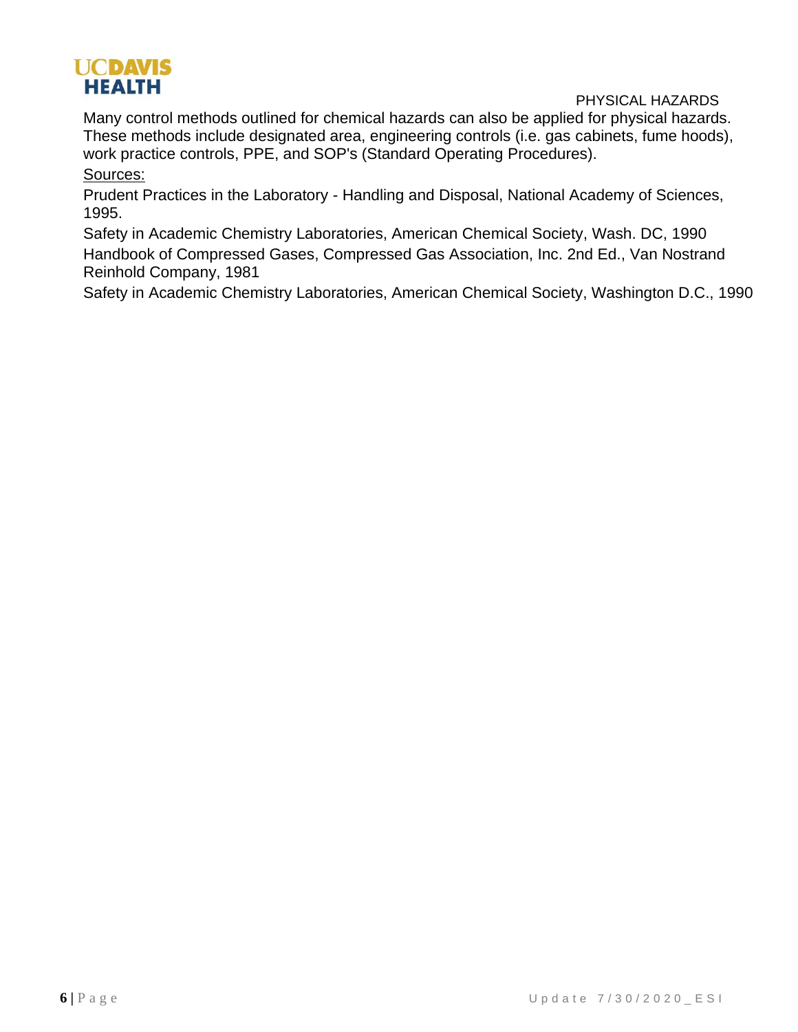Many control methods outlined for chemical hazards can also be applied for physical hazards. These methods include designated area, engineering controls (i.e. gas cabinets, fume hoods), work practice controls, PPE, and SOP's (Standard Operating Procedures).

Sources:

Prudent Practices in the Laboratory - Handling and Disposal, National Academy of Sciences, 1995.

Safety in Academic Chemistry Laboratories, American Chemical Society, Wash. DC, 1990

Handbook of Compressed Gases, Compressed Gas Association, Inc. 2nd Ed., Van Nostrand Reinhold Company, 1981

Safety in Academic Chemistry Laboratories, American Chemical Society, Washington D.C., 1990